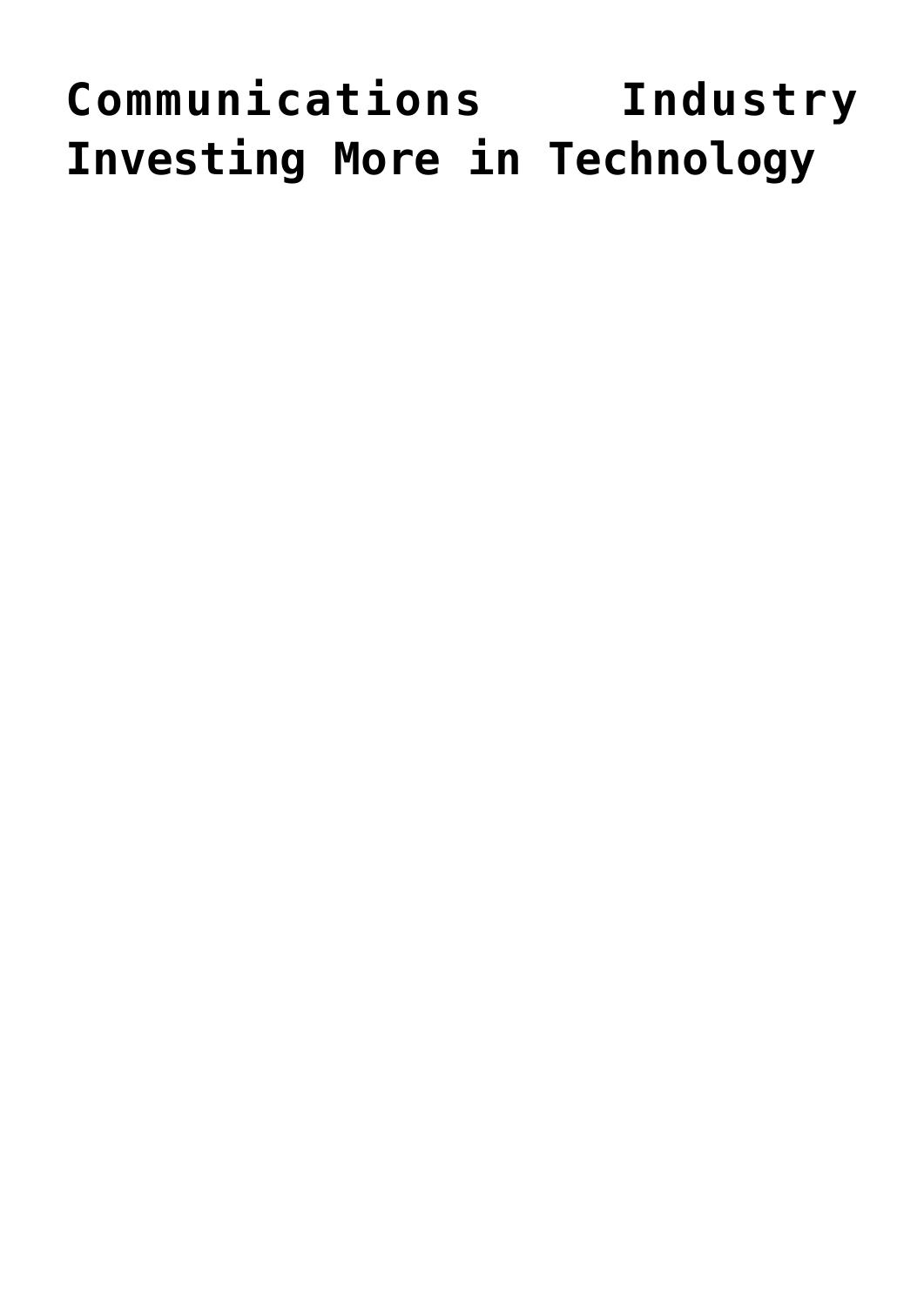# Communications Industry Investing More in Technology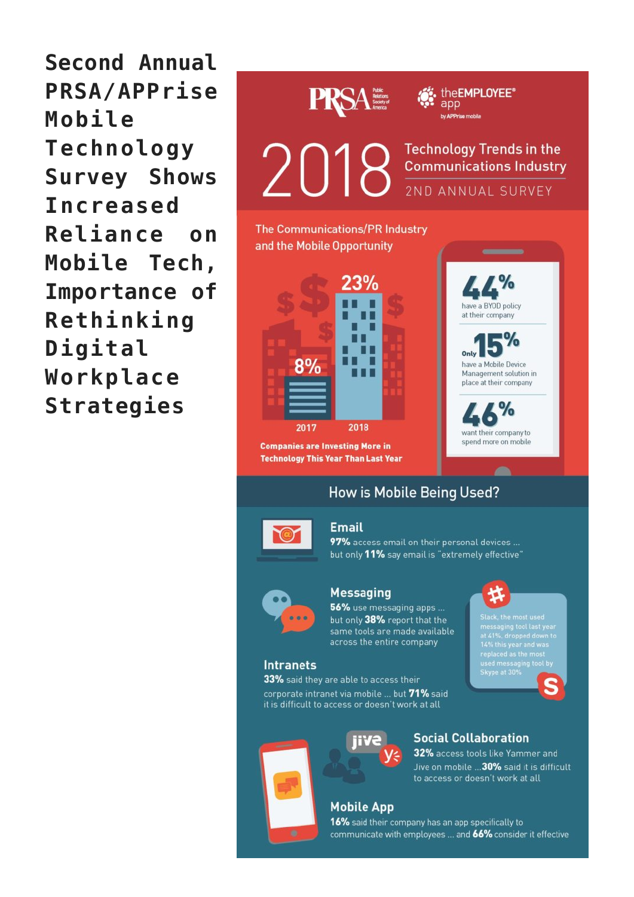# Second Annual PRSA/APPrise Mobile Technology Survey Shows Increased Reliance on Mobile Tech, Importance of Rethinking Digital Workplace Strategies

PRSA Public Relations Society of America | theEMPLOYEE® app by APPrise mobile

## 2018 Technology Trends in the Communications Industry

2ND ANNUAL SURVEY

### The Communications/PR Industry and the Mobile Opportunity

8% — 2017

23% — 2018

**Companies are Investing More in Technology This Year Than Last Year**

**44%** have a BYOD policy at their company

Only **15%** have a Mobile Device Management solution in place at their company

**46%** want their company to spend more on mobile

### How is Mobile Being Used?

**Email**

**97%** access email on their personal devices ... but only **11%** say email is "extremely effective"

**Messaging**

**56%** use messaging apps ... but only **38%** report that the same tools are made available across the entire company

Slack, the most used messaging tool last year at 41%, dropped down to 14% this year and was replaced as the most used messaging tool by Skype at 30%

**Intranets**

**33%** said they are able to access their corporate intranet via mobile ... but **71%** said it is difficult to access or doesn't work at all

**Social Collaboration**

**32%** access tools like Yammer and Jive on mobile ...**30%** said it is difficult to access or doesn't work at all

**Mobile App**

**16%** said their company has an app specifically to communicate with employees ... and **66%** consider it effective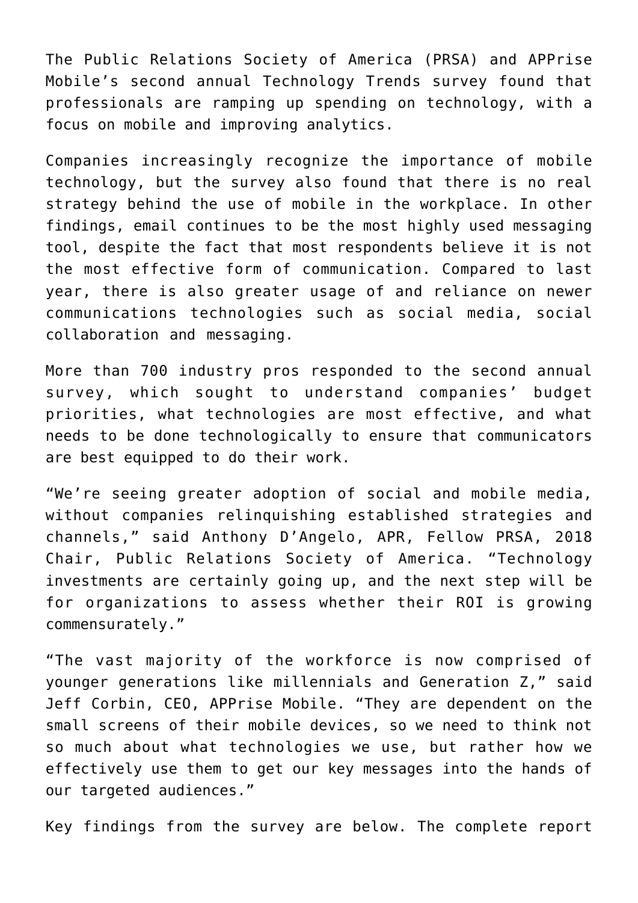The Public Relations Society of America (PRSA) and APPrise Mobile's second annual Technology Trends survey found that professionals are ramping up spending on technology, with a focus on mobile and improving analytics.

Companies increasingly recognize the importance of mobile technology, but the survey also found that there is no real strategy behind the use of mobile in the workplace. In other findings, email continues to be the most highly used messaging tool, despite the fact that most respondents believe it is not the most effective form of communication. Compared to last year, there is also greater usage of and reliance on newer communications technologies such as social media, social collaboration and messaging.

More than 700 industry pros responded to the second annual survey, which sought to understand companies' budget priorities, what technologies are most effective, and what needs to be done technologically to ensure that communicators are best equipped to do their work.

"We're seeing greater adoption of social and mobile media, without companies relinquishing established strategies and channels," said Anthony D'Angelo, APR, Fellow PRSA, 2018 Chair, Public Relations Society of America. "Technology investments are certainly going up, and the next step will be for organizations to assess whether their ROI is growing commensurately."

"The vast majority of the workforce is now comprised of younger generations like millennials and Generation Z," said Jeff Corbin, CEO, APPrise Mobile. "They are dependent on the small screens of their mobile devices, so we need to think not so much about what technologies we use, but rather how we effectively use them to get our key messages into the hands of our targeted audiences."

Key findings from the survey are below. The complete report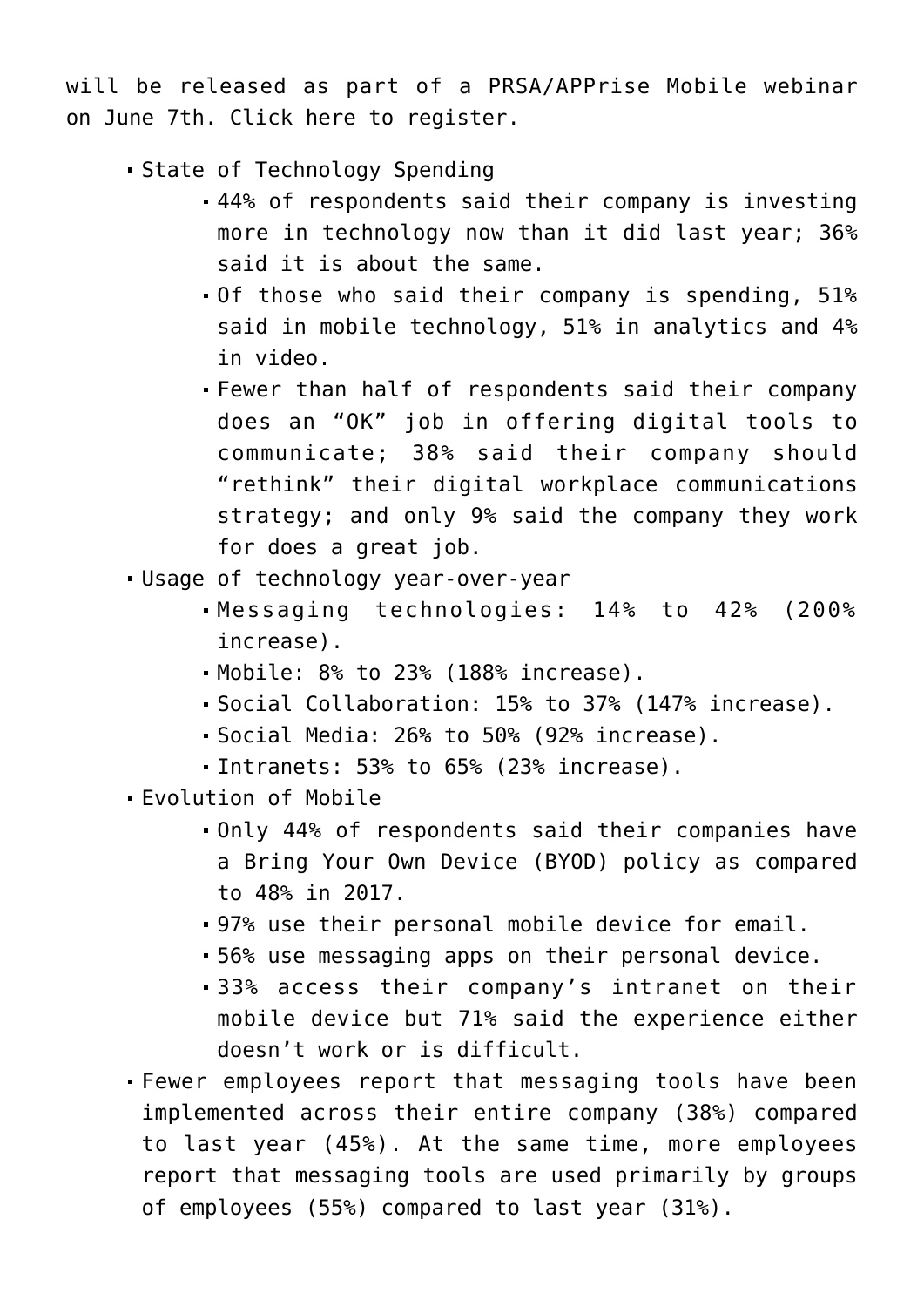will be released as part of a PRSA/APPrise Mobile webinar on June 7th. Click here to register.

- State of Technology Spending
  - 44% of respondents said their company is investing more in technology now than it did last year; 36% said it is about the same.
  - Of those who said their company is spending, 51% said in mobile technology, 51% in analytics and 4% in video.
  - Fewer than half of respondents said their company does an “OK” job in offering digital tools to communicate; 38% said their company should “rethink” their digital workplace communications strategy; and only 9% said the company they work for does a great job.
- Usage of technology year-over-year
  - Messaging technologies: 14% to 42% (200% increase).
  - Mobile: 8% to 23% (188% increase).
  - Social Collaboration: 15% to 37% (147% increase).
  - Social Media: 26% to 50% (92% increase).
  - Intranets: 53% to 65% (23% increase).
- Evolution of Mobile
  - Only 44% of respondents said their companies have a Bring Your Own Device (BYOD) policy as compared to 48% in 2017.
  - 97% use their personal mobile device for email.
  - 56% use messaging apps on their personal device.
  - 33% access their company’s intranet on their mobile device but 71% said the experience either doesn’t work or is difficult.
- Fewer employees report that messaging tools have been implemented across their entire company (38%) compared to last year (45%). At the same time, more employees report that messaging tools are used primarily by groups of employees (55%) compared to last year (31%).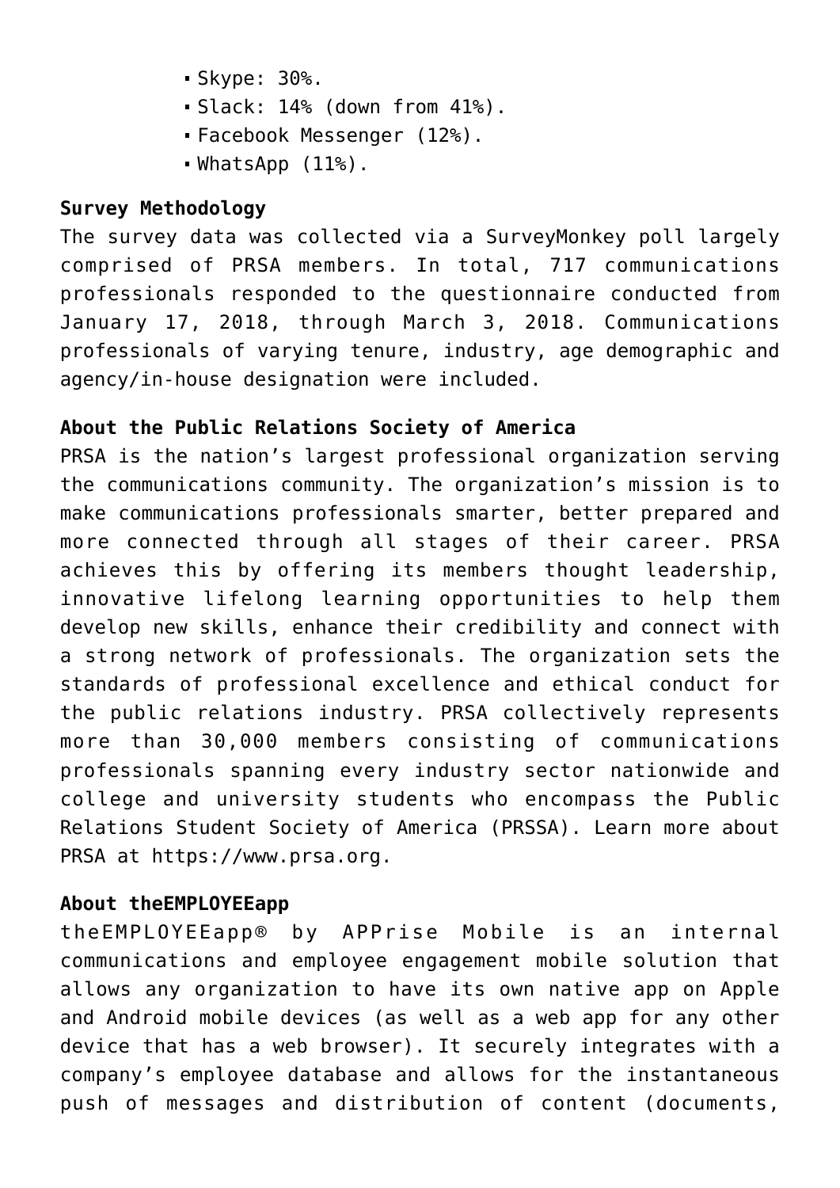- Skype: 30%.
- Slack: 14% (down from 41%).
- Facebook Messenger (12%).
- WhatsApp (11%).

**Survey Methodology**

The survey data was collected via a SurveyMonkey poll largely comprised of PRSA members. In total, 717 communications professionals responded to the questionnaire conducted from January 17, 2018, through March 3, 2018. Communications professionals of varying tenure, industry, age demographic and agency/in-house designation were included.

**About the Public Relations Society of America**

PRSA is the nation's largest professional organization serving the communications community. The organization's mission is to make communications professionals smarter, better prepared and more connected through all stages of their career. PRSA achieves this by offering its members thought leadership, innovative lifelong learning opportunities to help them develop new skills, enhance their credibility and connect with a strong network of professionals. The organization sets the standards of professional excellence and ethical conduct for the public relations industry. PRSA collectively represents more than 30,000 members consisting of communications professionals spanning every industry sector nationwide and college and university students who encompass the Public Relations Student Society of America (PRSSA). Learn more about PRSA at https://www.prsa.org.

**About theEMPLOYEEapp**

theEMPLOYEEapp® by APPrise Mobile is an internal communications and employee engagement mobile solution that allows any organization to have its own native app on Apple and Android mobile devices (as well as a web app for any other device that has a web browser). It securely integrates with a company's employee database and allows for the instantaneous push of messages and distribution of content (documents,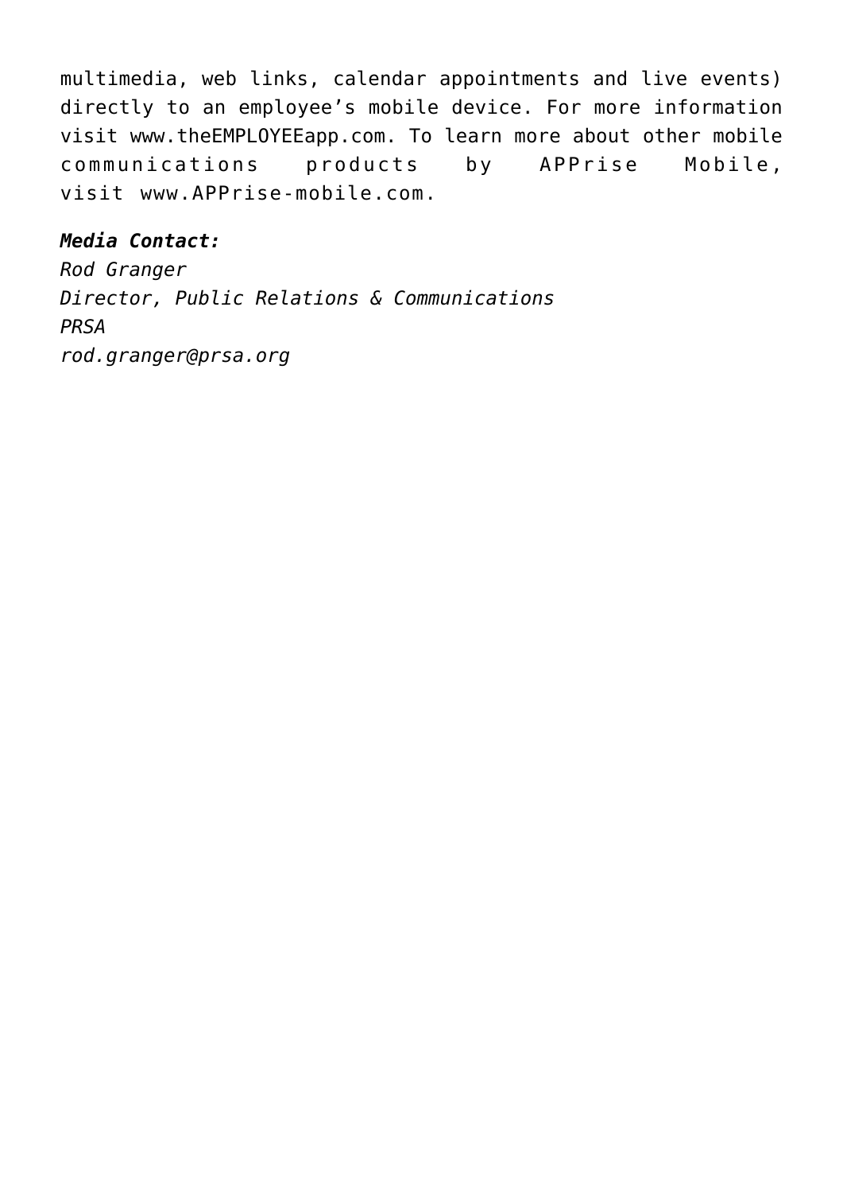multimedia, web links, calendar appointments and live events) directly to an employee's mobile device. For more information visit www.theEMPLOYEEapp.com. To learn more about other mobile communications products by APPrise Mobile, visit www.APPrise-mobile.com.

***Media Contact:***
*Rod Granger*
*Director, Public Relations & Communications*
*PRSA*
*rod.granger@prsa.org*